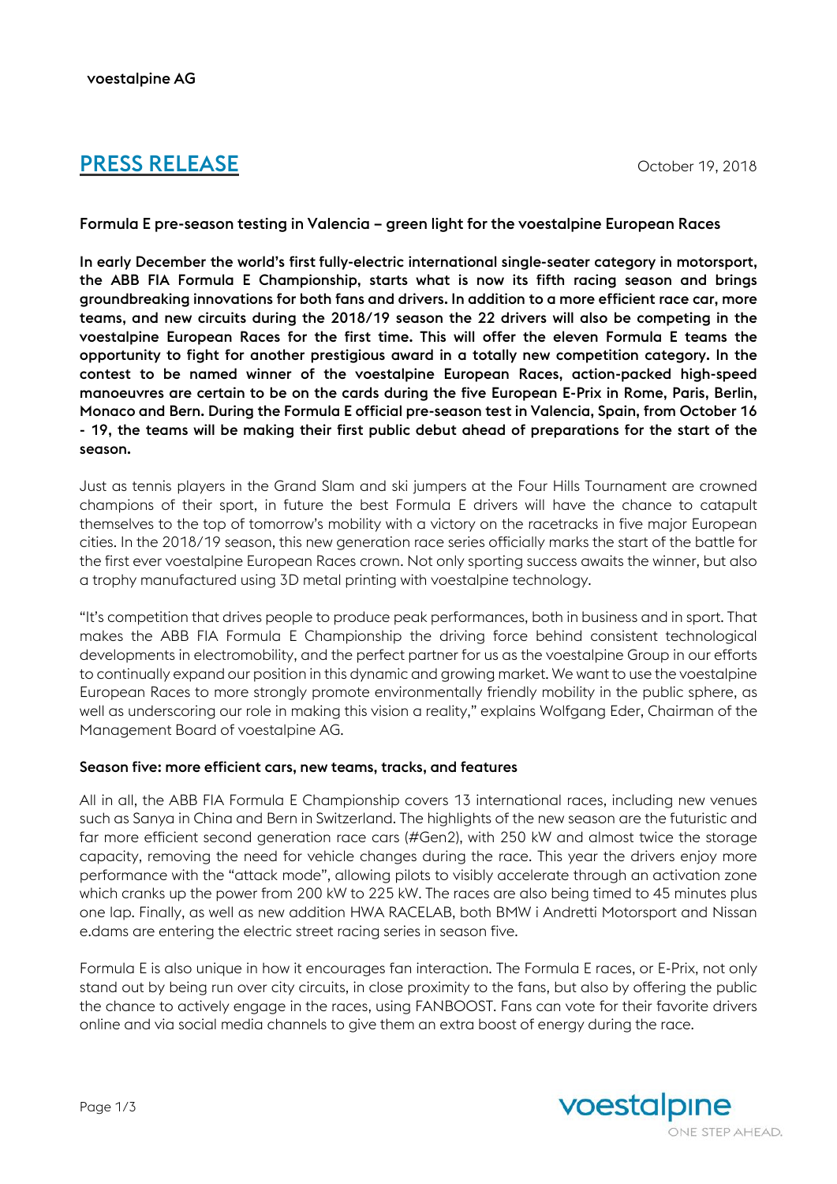voestalpine AG

# PRESS RELEASE

October 19, 2018

**Formula E pre-season testing in Valencia – green light for the voestalpine European Races**

**In early December the world's first fully-electric international single-seater category in motorsport, the ABB FIA Formula E Championship, starts what is now its fifth racing season and brings groundbreaking innovations for both fans and drivers. In addition to a more efficient race car, more teams, and new circuits during the 2018/19 season the 22 drivers will also be competing in the voestalpine European Races for the first time. This will offer the eleven Formula E teams the opportunity to fight for another prestigious award in a totally new competition category. In the contest to be named winner of the voestalpine European Races, action-packed high-speed manoeuvres are certain to be on the cards during the five European E-Prix in Rome, Paris, Berlin, Monaco and Bern. During the Formula E official pre-season test in Valencia, Spain, from October 16 - 19, the teams will be making their first public debut ahead of preparations for the start of the season.**

Just as tennis players in the Grand Slam and ski jumpers at the Four Hills Tournament are crowned champions of their sport, in future the best Formula E drivers will have the chance to catapult themselves to the top of tomorrow's mobility with a victory on the racetracks in five major European cities. In the 2018/19 season, this new generation race series officially marks the start of the battle for the first ever voestalpine European Races crown. Not only sporting success awaits the winner, but also a trophy manufactured using 3D metal printing with voestalpine technology.

"It's competition that drives people to produce peak performances, both in business and in sport. That makes the ABB FIA Formula E Championship the driving force behind consistent technological developments in electromobility, and the perfect partner for us as the voestalpine Group in our efforts to continually expand our position in this dynamic and growing market. We want to use the voestalpine European Races to more strongly promote environmentally friendly mobility in the public sphere, as well as underscoring our role in making this vision a reality," explains Wolfgang Eder, Chairman of the Management Board of voestalpine AG.

**Season five: more efficient cars, new teams, tracks, and features**

All in all, the ABB FIA Formula E Championship covers 13 international races, including new venues such as Sanya in China and Bern in Switzerland. The highlights of the new season are the futuristic and far more efficient second generation race cars (#Gen2), with 250 kW and almost twice the storage capacity, removing the need for vehicle changes during the race. This year the drivers enjoy more performance with the "attack mode", allowing pilots to visibly accelerate through an activation zone which cranks up the power from 200 kW to 225 kW. The races are also being timed to 45 minutes plus one lap. Finally, as well as new addition HWA RACELAB, both BMW i Andretti Motorsport and Nissan e.dams are entering the electric street racing series in season five.

Formula E is also unique in how it encourages fan interaction. The Formula E races, or E-Prix, not only stand out by being run over city circuits, in close proximity to the fans, but also by offering the public the chance to actively engage in the races, using FANBOOST. Fans can vote for their favorite drivers online and via social media channels to give them an extra boost of energy during the race.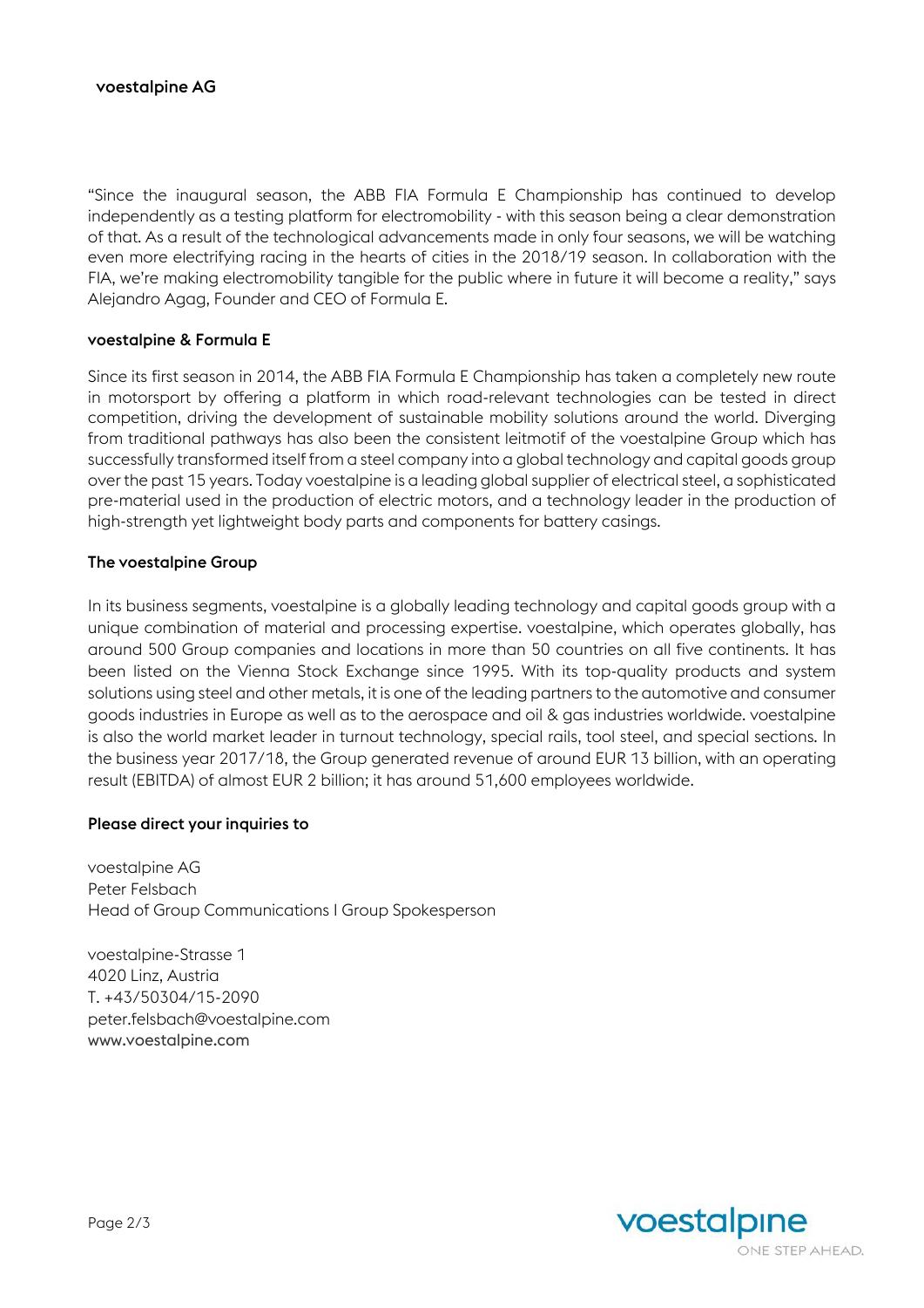"Since the inaugural season, the ABB FIA Formula E Championship has continued to develop independently as a testing platform for electromobility - with this season being a clear demonstration of that. As a result of the technological advancements made in only four seasons, we will be watching even more electrifying racing in the hearts of cities in the 2018/19 season. In collaboration with the FIA, we're making electromobility tangible for the public where in future it will become a reality," says Alejandro Agag, Founder and CEO of Formula E.

**voestalpine & Formula E**

Since its first season in 2014, the ABB FIA Formula E Championship has taken a completely new route in motorsport by offering a platform in which road-relevant technologies can be tested in direct competition, driving the development of sustainable mobility solutions around the world. Diverging from traditional pathways has also been the consistent leitmotif of the voestalpine Group which has successfully transformed itself from a steel company into a global technology and capital goods group over the past 15 years. Today voestalpine is a leading global supplier of electrical steel, a sophisticated pre-material used in the production of electric motors, and a technology leader in the production of high-strength yet lightweight body parts and components for battery casings.

**The voestalpine Group**

In its business segments, voestalpine is a globally leading technology and capital goods group with a unique combination of material and processing expertise. voestalpine, which operates globally, has around 500 Group companies and locations in more than 50 countries on all five continents. It has been listed on the Vienna Stock Exchange since 1995. With its top-quality products and system solutions using steel and other metals, it is one of the leading partners to the automotive and consumer goods industries in Europe as well as to the aerospace and oil & gas industries worldwide. voestalpine is also the world market leader in turnout technology, special rails, tool steel, and special sections. In the business year 2017/18, the Group generated revenue of around EUR 13 billion, with an operating result (EBITDA) of almost EUR 2 billion; it has around 51,600 employees worldwide.

**Please direct your inquiries to**

voestalpine AG
Peter Felsbach
Head of Group Communications I Group Spokesperson

voestalpine-Strasse 1
4020 Linz, Austria
T. +43/50304/15-2090
peter.felsbach@voestalpine.com
www.voestalpine.com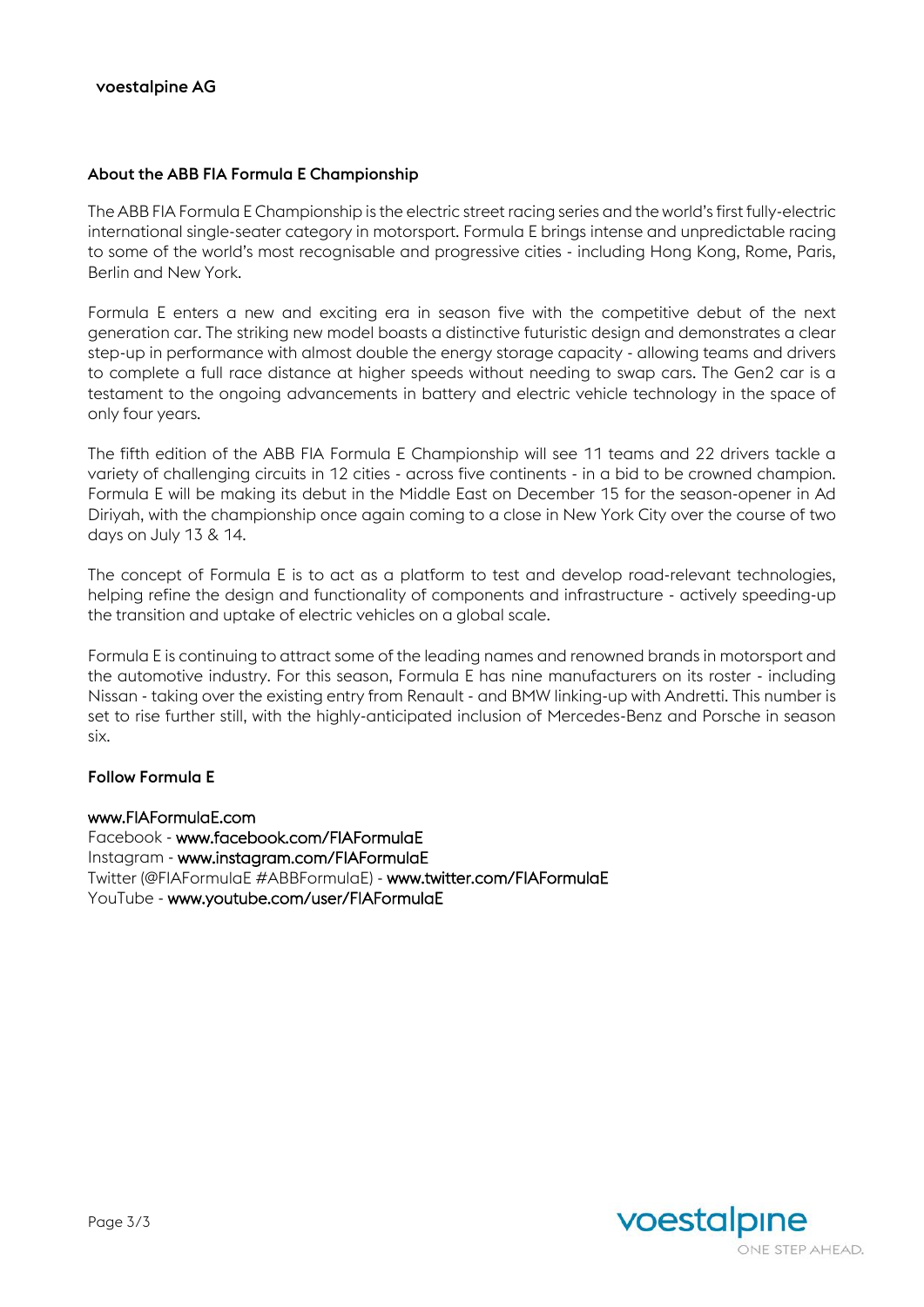## About the ABB FIA Formula E Championship

The ABB FIA Formula E Championship is the electric street racing series and the world's first fully-electric international single-seater category in motorsport. Formula E brings intense and unpredictable racing to some of the world's most recognisable and progressive cities - including Hong Kong, Rome, Paris, Berlin and New York.

Formula E enters a new and exciting era in season five with the competitive debut of the next generation car. The striking new model boasts a distinctive futuristic design and demonstrates a clear step-up in performance with almost double the energy storage capacity - allowing teams and drivers to complete a full race distance at higher speeds without needing to swap cars. The Gen2 car is a testament to the ongoing advancements in battery and electric vehicle technology in the space of only four years.

The fifth edition of the ABB FIA Formula E Championship will see 11 teams and 22 drivers tackle a variety of challenging circuits in 12 cities - across five continents - in a bid to be crowned champion. Formula E will be making its debut in the Middle East on December 15 for the season-opener in Ad Diriyah, with the championship once again coming to a close in New York City over the course of two days on July 13 & 14.

The concept of Formula E is to act as a platform to test and develop road-relevant technologies, helping refine the design and functionality of components and infrastructure - actively speeding-up the transition and uptake of electric vehicles on a global scale.

Formula E is continuing to attract some of the leading names and renowned brands in motorsport and the automotive industry. For this season, Formula E has nine manufacturers on its roster - including Nissan - taking over the existing entry from Renault - and BMW linking-up with Andretti. This number is set to rise further still, with the highly-anticipated inclusion of Mercedes-Benz and Porsche in season six.

## Follow Formula E

www.FIAFormulaE.com
Facebook - www.facebook.com/FIAFormulaE
Instagram - www.instagram.com/FIAFormulaE
Twitter (@FIAFormulaE #ABBFormulaE) - www.twitter.com/FIAFormulaE
YouTube - www.youtube.com/user/FIAFormulaE